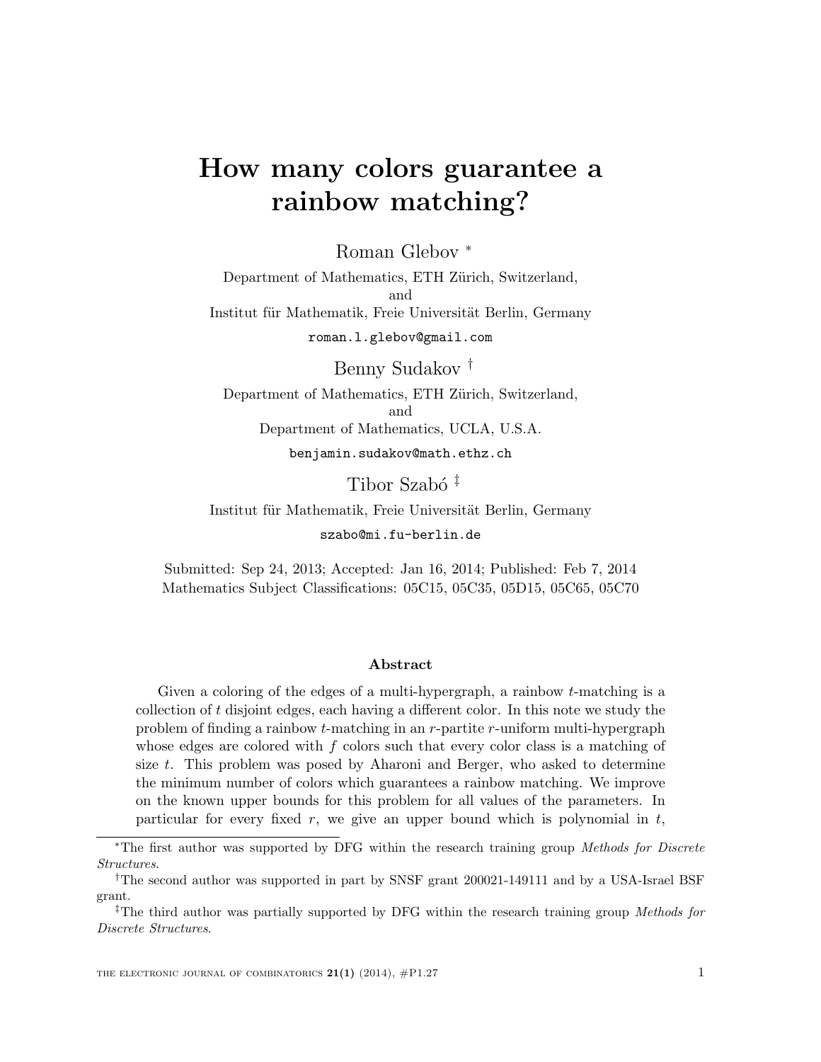# How many colors guarantee a rainbow matching?

Roman Glebov [*]

Department of Mathematics, ETH Zürich, Switzerland,
and
Institut für Mathematik, Freie Universität Berlin, Germany

roman.l.glebov@gmail.com

Benny Sudakov [†]

Department of Mathematics, ETH Zürich, Switzerland,
and
Department of Mathematics, UCLA, U.S.A.

benjamin.sudakov@math.ethz.ch

Tibor Szabó [‡]

Institut für Mathematik, Freie Universität Berlin, Germany

szabo@mi.fu-berlin.de

Submitted: Sep 24, 2013; Accepted: Jan 16, 2014; Published: Feb 7, 2014
Mathematics Subject Classifications: 05C15, 05C35, 05D15, 05C65, 05C70

## Abstract

Given a coloring of the edges of a multi-hypergraph, a rainbow $t$-matching is a collection of $t$ disjoint edges, each having a different color. In this note we study the problem of finding a rainbow $t$-matching in an $r$-partite $r$-uniform multi-hypergraph whose edges are colored with $f$ colors such that every color class is a matching of size $t$. This problem was posed by Aharoni and Berger, who asked to determine the minimum number of colors which guarantees a rainbow matching. We improve on the known upper bounds for this problem for all values of the parameters. In particular for every fixed $r$, we give an upper bound which is polynomial in $t$,

---

[*] The first author was supported by DFG within the research training group *Methods for Discrete Structures*.

[†] The second author was supported in part by SNSF grant 200021-149111 and by a USA-Israel BSF grant.

[‡] The third author was partially supported by DFG within the research training group *Methods for Discrete Structures*.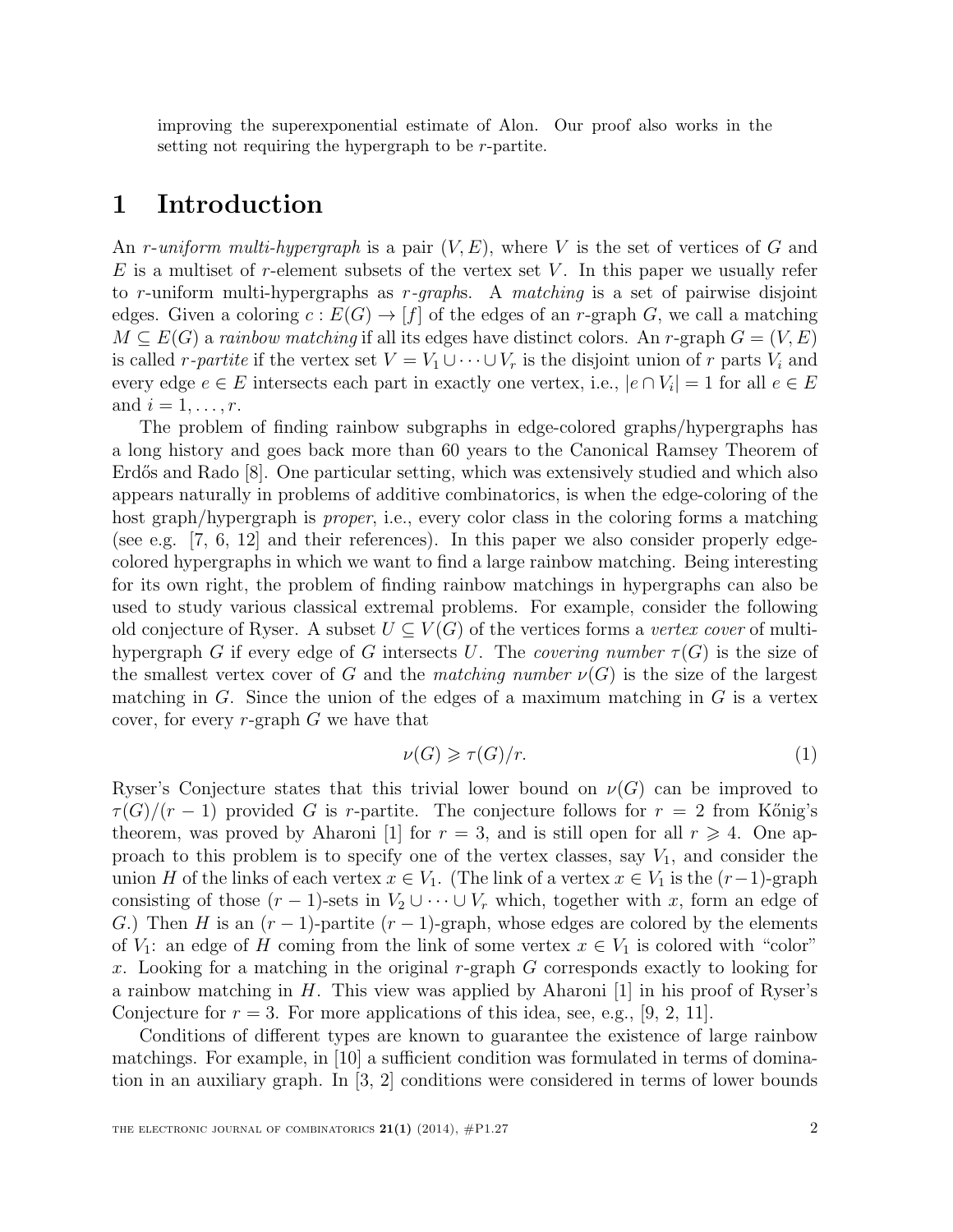improving the superexponential estimate of Alon. Our proof also works in the setting not requiring the hypergraph to be $r$-partite.

# 1 Introduction

An *$r$-uniform multi-hypergraph* is a pair $(V, E)$, where $V$ is the set of vertices of $G$ and $E$ is a multiset of $r$-element subsets of the vertex set $V$. In this paper we usually refer to $r$-uniform multi-hypergraphs as *$r$-graph*s. A *matching* is a set of pairwise disjoint edges. Given a coloring $c : E(G) \to [f]$ of the edges of an $r$-graph $G$, we call a matching $M \subseteq E(G)$ a *rainbow matching* if all its edges have distinct colors. An $r$-graph $G = (V, E)$ is called *$r$-partite* if the vertex set $V = V_1 \cup \cdots \cup V_r$ is the disjoint union of $r$ parts $V_i$ and every edge $e \in E$ intersects each part in exactly one vertex, i.e., $|e \cap V_i| = 1$ for all $e \in E$ and $i = 1, \ldots, r$.

The problem of finding rainbow subgraphs in edge-colored graphs/hypergraphs has a long history and goes back more than 60 years to the Canonical Ramsey Theorem of Erdős and Rado [8]. One particular setting, which was extensively studied and which also appears naturally in problems of additive combinatorics, is when the edge-coloring of the host graph/hypergraph is *proper*, i.e., every color class in the coloring forms a matching (see e.g. [7, 6, 12] and their references). In this paper we also consider properly edge-colored hypergraphs in which we want to find a large rainbow matching. Being interesting for its own right, the problem of finding rainbow matchings in hypergraphs can also be used to study various classical extremal problems. For example, consider the following old conjecture of Ryser. A subset $U \subseteq V(G)$ of the vertices forms a *vertex cover* of multi-hypergraph $G$ if every edge of $G$ intersects $U$. The *covering number* $\tau(G)$ is the size of the smallest vertex cover of $G$ and the *matching number* $\nu(G)$ is the size of the largest matching in $G$. Since the union of the edges of a maximum matching in $G$ is a vertex cover, for every $r$-graph $G$ we have that

$$\nu(G) \geqslant \tau(G)/r. \tag{1}$$

Ryser's Conjecture states that this trivial lower bound on $\nu(G)$ can be improved to $\tau(G)/(r-1)$ provided $G$ is $r$-partite. The conjecture follows for $r = 2$ from Kőnig's theorem, was proved by Aharoni [1] for $r = 3$, and is still open for all $r \geqslant 4$. One approach to this problem is to specify one of the vertex classes, say $V_1$, and consider the union $H$ of the links of each vertex $x \in V_1$. (The link of a vertex $x \in V_1$ is the $(r-1)$-graph consisting of those $(r-1)$-sets in $V_2 \cup \cdots \cup V_r$ which, together with $x$, form an edge of $G$.) Then $H$ is an $(r-1)$-partite $(r-1)$-graph, whose edges are colored by the elements of $V_1$: an edge of $H$ coming from the link of some vertex $x \in V_1$ is colored with "color" $x$. Looking for a matching in the original $r$-graph $G$ corresponds exactly to looking for a rainbow matching in $H$. This view was applied by Aharoni [1] in his proof of Ryser's Conjecture for $r = 3$. For more applications of this idea, see, e.g., [9, 2, 11].

Conditions of different types are known to guarantee the existence of large rainbow matchings. For example, in [10] a sufficient condition was formulated in terms of domination in an auxiliary graph. In [3, 2] conditions were considered in terms of lower bounds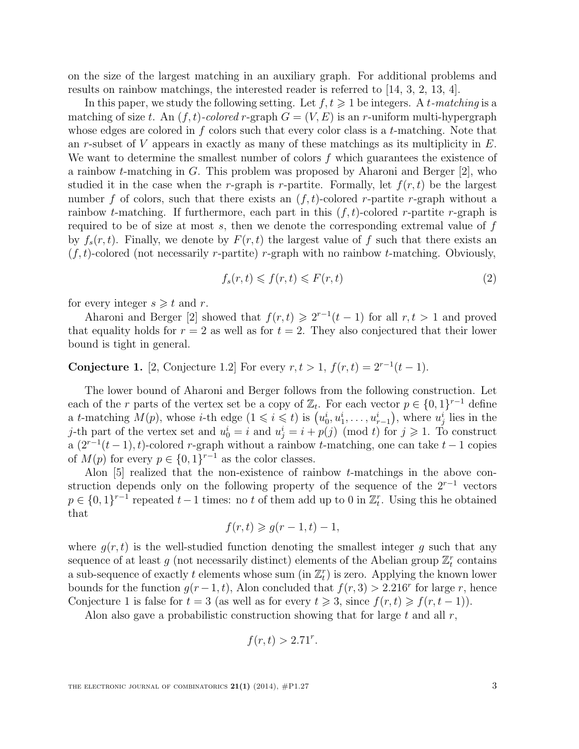on the size of the largest matching in an auxiliary graph. For additional problems and results on rainbow matchings, the interested reader is referred to [14, 3, 2, 13, 4].

In this paper, we study the following setting. Let $f, t \geqslant 1$ be integers. A *$t$-matching* is a matching of size $t$. An *$(f,t)$-colored* $r$-graph $G = (V, E)$ is an $r$-uniform multi-hypergraph whose edges are colored in $f$ colors such that every color class is a $t$-matching. Note that an $r$-subset of $V$ appears in exactly as many of these matchings as its multiplicity in $E$. We want to determine the smallest number of colors $f$ which guarantees the existence of a rainbow $t$-matching in $G$. This problem was proposed by Aharoni and Berger [2], who studied it in the case when the $r$-graph is $r$-partite. Formally, let $f(r,t)$ be the largest number $f$ of colors, such that there exists an $(f,t)$-colored $r$-partite $r$-graph without a rainbow $t$-matching. If furthermore, each part in this $(f,t)$-colored $r$-partite $r$-graph is required to be of size at most $s$, then we denote the corresponding extremal value of $f$ by $f_s(r,t)$. Finally, we denote by $F(r,t)$ the largest value of $f$ such that there exists an $(f,t)$-colored (not necessarily $r$-partite) $r$-graph with no rainbow $t$-matching. Obviously,

$$f_s(r,t) \leqslant f(r,t) \leqslant F(r,t) \tag{2}$$

for every integer $s \geqslant t$ and $r$.

Aharoni and Berger [2] showed that $f(r,t) \geqslant 2^{r-1}(t-1)$ for all $r, t > 1$ and proved that equality holds for $r = 2$ as well as for $t = 2$. They also conjectured that their lower bound is tight in general.

**Conjecture 1.** [2, Conjecture 1.2] For every $r, t > 1$, $f(r,t) = 2^{r-1}(t-1)$.

The lower bound of Aharoni and Berger follows from the following construction. Let each of the $r$ parts of the vertex set be a copy of $\mathbb{Z}_t$. For each vector $p \in \{0,1\}^{r-1}$ define a $t$-matching $M(p)$, whose $i$-th edge ($1 \leqslant i \leqslant t$) is $\left(u_0^i, u_1^i, \ldots, u_{r-1}^i\right)$, where $u_j^i$ lies in the $j$-th part of the vertex set and $u_0^i = i$ and $u_j^i = i + p(j) \pmod t$ for $j \geqslant 1$. To construct a $(2^{r-1}(t-1), t)$-colored $r$-graph without a rainbow $t$-matching, one can take $t-1$ copies of $M(p)$ for every $p \in \{0,1\}^{r-1}$ as the color classes.

Alon [5] realized that the non-existence of rainbow $t$-matchings in the above construction depends only on the following property of the sequence of the $2^{r-1}$ vectors $p \in \{0,1\}^{r-1}$ repeated $t-1$ times: no $t$ of them add up to 0 in $\mathbb{Z}_t^r$. Using this he obtained that

$$f(r,t) \geqslant g(r-1,t) - 1,$$

where $g(r,t)$ is the well-studied function denoting the smallest integer $g$ such that any sequence of at least $g$ (not necessarily distinct) elements of the Abelian group $\mathbb{Z}_t^r$ contains a sub-sequence of exactly $t$ elements whose sum (in $\mathbb{Z}_t^r$) is zero. Applying the known lower bounds for the function $g(r-1,t)$, Alon concluded that $f(r,3) > 2.216^r$ for large $r$, hence Conjecture 1 is false for $t = 3$ (as well as for every $t \geqslant 3$, since $f(r,t) \geqslant f(r,t-1)$).

Alon also gave a probabilistic construction showing that for large $t$ and all $r$,

$$f(r,t) > 2.71^r.$$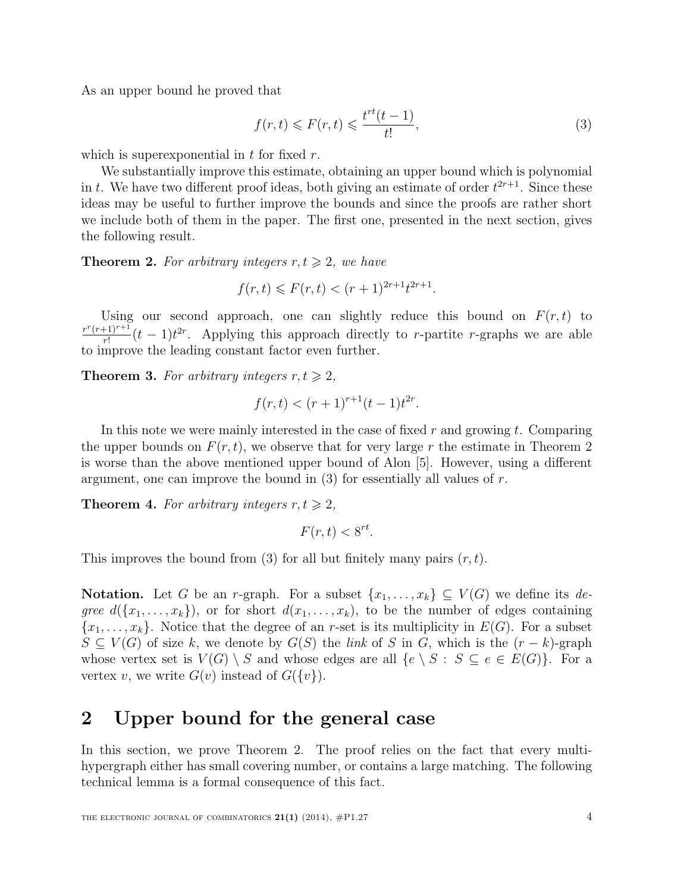As an upper bound he proved that

$$f(r,t) \leqslant F(r,t) \leqslant \frac{t^{rt}(t-1)}{t!}, \tag{3}$$

which is superexponential in $t$ for fixed $r$.

We substantially improve this estimate, obtaining an upper bound which is polynomial in $t$. We have two different proof ideas, both giving an estimate of order $t^{2r+1}$. Since these ideas may be useful to further improve the bounds and since the proofs are rather short we include both of them in the paper. The first one, presented in the next section, gives the following result.

**Theorem 2.** *For arbitrary integers $r, t \geqslant 2$, we have*

$$f(r,t) \leqslant F(r,t) < (r+1)^{2r+1} t^{2r+1}.$$

Using our second approach, one can slightly reduce this bound on $F(r,t)$ to $\frac{r^r(r+1)^{r+1}}{r!}(t-1)t^{2r}$. Applying this approach directly to $r$-partite $r$-graphs we are able to improve the leading constant factor even further.

**Theorem 3.** *For arbitrary integers $r, t \geqslant 2$,*

$$f(r,t) < (r+1)^{r+1}(t-1)t^{2r}.$$

In this note we were mainly interested in the case of fixed $r$ and growing $t$. Comparing the upper bounds on $F(r,t)$, we observe that for very large $r$ the estimate in Theorem 2 is worse than the above mentioned upper bound of Alon [5]. However, using a different argument, one can improve the bound in (3) for essentially all values of $r$.

**Theorem 4.** *For arbitrary integers $r, t \geqslant 2$,*

$$F(r,t) < 8^{rt}.$$

This improves the bound from (3) for all but finitely many pairs $(r, t)$.

**Notation.** Let $G$ be an $r$-graph. For a subset $\{x_1, \ldots, x_k\} \subseteq V(G)$ we define its *degree* $d(\{x_1, \ldots, x_k\})$, or for short $d(x_1, \ldots, x_k)$, to be the number of edges containing $\{x_1, \ldots, x_k\}$. Notice that the degree of an $r$-set is its multiplicity in $E(G)$. For a subset $S \subseteq V(G)$ of size $k$, we denote by $G(S)$ the *link* of $S$ in $G$, which is the $(r-k)$-graph whose vertex set is $V(G) \setminus S$ and whose edges are all $\{e \setminus S : S \subseteq e \in E(G)\}$. For a vertex $v$, we write $G(v)$ instead of $G(\{v\})$.

## 2 Upper bound for the general case

In this section, we prove Theorem 2. The proof relies on the fact that every multi-hypergraph either has small covering number, or contains a large matching. The following technical lemma is a formal consequence of this fact.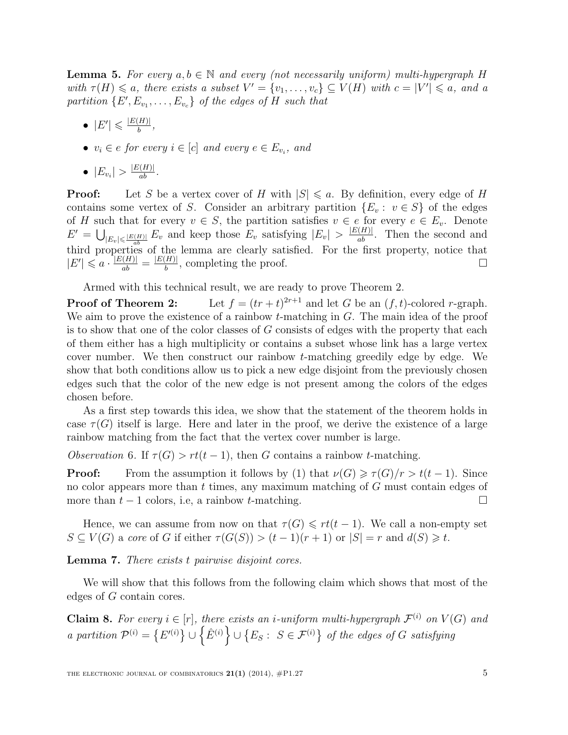**Lemma 5.** *For every $a, b \in \mathbb{N}$ and every (not necessarily uniform) multi-hypergraph $H$ with $\tau(H) \leqslant a$, there exists a subset $V' = \{v_1, \ldots, v_c\} \subseteq V(H)$ with $c = |V'| \leqslant a$, and a partition $\{E', E_{v_1}, \ldots, E_{v_c}\}$ of the edges of $H$ such that*

- $|E'| \leqslant \frac{|E(H)|}{b}$,
- *$v_i \in e$ for every $i \in [c]$ and every $e \in E_{v_i}$, and*
- $|E_{v_i}| > \frac{|E(H)|}{ab}$.

**Proof:** Let $S$ be a vertex cover of $H$ with $|S| \leqslant a$. By definition, every edge of $H$ contains some vertex of $S$. Consider an arbitrary partition $\{E_v : v \in S\}$ of the edges of $H$ such that for every $v \in S$, the partition satisfies $v \in e$ for every $e \in E_v$. Denote $E' = \bigcup_{|E_v| \leqslant \frac{|E(H)|}{ab}} E_v$ and keep those $E_v$ satisfying $|E_v| > \frac{|E(H)|}{ab}$. Then the second and third properties of the lemma are clearly satisfied. For the first property, notice that $|E'| \leqslant a \cdot \frac{|E(H)|}{ab} = \frac{|E(H)|}{b}$, completing the proof. $\square$

Armed with this technical result, we are ready to prove Theorem 2.

**Proof of Theorem 2:** Let $f = (tr + t)^{2r+1}$ and let $G$ be an $(f, t)$-colored $r$-graph. We aim to prove the existence of a rainbow $t$-matching in $G$. The main idea of the proof is to show that one of the color classes of $G$ consists of edges with the property that each of them either has a high multiplicity or contains a subset whose link has a large vertex cover number. We then construct our rainbow $t$-matching greedily edge by edge. We show that both conditions allow us to pick a new edge disjoint from the previously chosen edges such that the color of the new edge is not present among the colors of the edges chosen before.

As a first step towards this idea, we show that the statement of the theorem holds in case $\tau(G)$ itself is large. Here and later in the proof, we derive the existence of a large rainbow matching from the fact that the vertex cover number is large.

*Observation* 6. If $\tau(G) > rt(t-1)$, then $G$ contains a rainbow $t$-matching.

**Proof:** From the assumption it follows by (1) that $\nu(G) \geqslant \tau(G)/r > t(t-1)$. Since no color appears more than $t$ times, any maximum matching of $G$ must contain edges of more than $t-1$ colors, i.e, a rainbow $t$-matching. $\square$

Hence, we can assume from now on that $\tau(G) \leqslant rt(t-1)$. We call a non-empty set $S \subseteq V(G)$ a *core* of $G$ if either $\tau(G(S)) > (t-1)(r+1)$ or $|S| = r$ and $d(S) \geqslant t$.

**Lemma 7.** *There exists $t$ pairwise disjoint cores.*

We will show that this follows from the following claim which shows that most of the edges of $G$ contain cores.

**Claim 8.** *For every $i \in [r]$, there exists an $i$-uniform multi-hypergraph $\mathcal{F}^{(i)}$ on $V(G)$ and a partition $\mathcal{P}^{(i)} = \left\{E'^{(i)}\right\} \cup \left\{\hat{E}^{(i)}\right\} \cup \left\{E_S : S \in \mathcal{F}^{(i)}\right\}$ of the edges of $G$ satisfying*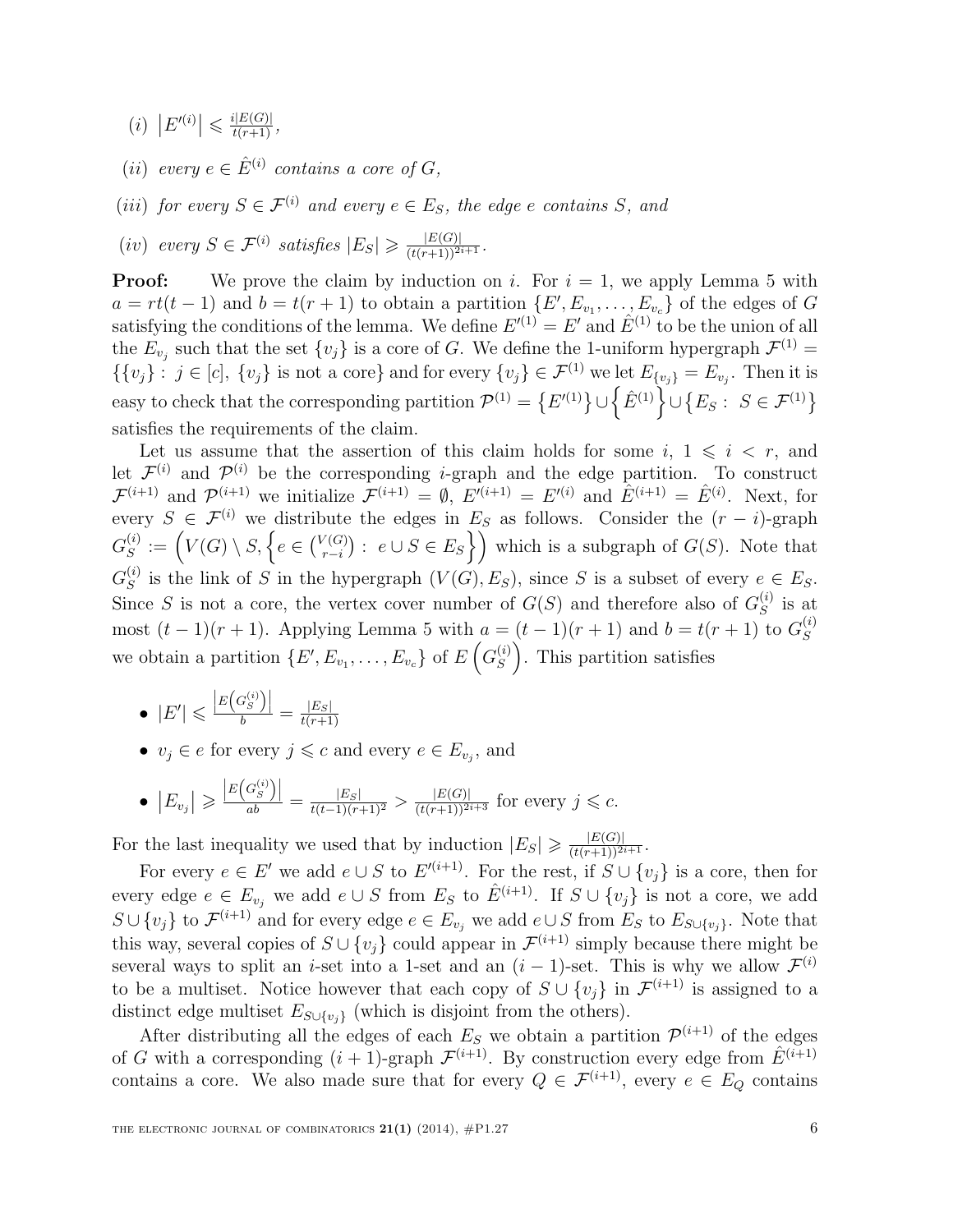$(i)$ $\left|E'^{(i)}\right| \leqslant \frac{i|E(G)|}{t(r+1)}$,

$(ii)$ *every* $e \in \hat{E}^{(i)}$ *contains a core of* $G$,

$(iii)$ *for every* $S \in \mathcal{F}^{(i)}$ *and every* $e \in E_S$*, the edge* $e$ *contains* $S$*, and*

$(iv)$ *every* $S \in \mathcal{F}^{(i)}$ *satisfies* $|E_S| \geqslant \frac{|E(G)|}{(t(r+1))^{2i+1}}$.

**Proof:** We prove the claim by induction on $i$. For $i = 1$, we apply Lemma 5 with $a = rt(t-1)$ and $b = t(r+1)$ to obtain a partition $\{E', E_{v_1}, \ldots, E_{v_c}\}$ of the edges of $G$ satisfying the conditions of the lemma. We define $E'^{(1)} = E'$ and $\hat{E}^{(1)}$ to be the union of all the $E_{v_j}$ such that the set $\{v_j\}$ is a core of $G$. We define the 1-uniform hypergraph $\mathcal{F}^{(1)} = \{\{v_j\} : j \in [c], \{v_j\} \text{ is not a core}\}$ and for every $\{v_j\} \in \mathcal{F}^{(1)}$ we let $E_{\{v_j\}} = E_{v_j}$. Then it is easy to check that the corresponding partition $\mathcal{P}^{(1)} = \left\{E'^{(1)}\right\} \cup \left\{\hat{E}^{(1)}\right\} \cup \left\{E_S : S \in \mathcal{F}^{(1)}\right\}$ satisfies the requirements of the claim.

Let us assume that the assertion of this claim holds for some $i$, $1 \leqslant i < r$, and let $\mathcal{F}^{(i)}$ and $\mathcal{P}^{(i)}$ be the corresponding $i$-graph and the edge partition. To construct $\mathcal{F}^{(i+1)}$ and $\mathcal{P}^{(i+1)}$ we initialize $\mathcal{F}^{(i+1)} = \emptyset$, $E'^{(i+1)} = E'^{(i)}$ and $\hat{E}^{(i+1)} = \hat{E}^{(i)}$. Next, for every $S \in \mathcal{F}^{(i)}$ we distribute the edges in $E_S$ as follows. Consider the $(r-i)$-graph $G_S^{(i)} := \left(V(G) \setminus S, \left\{e \in \binom{V(G)}{r-i} : e \cup S \in E_S\right\}\right)$ which is a subgraph of $G(S)$. Note that $G_S^{(i)}$ is the link of $S$ in the hypergraph $(V(G), E_S)$, since $S$ is a subset of every $e \in E_S$. Since $S$ is not a core, the vertex cover number of $G(S)$ and therefore also of $G_S^{(i)}$ is at most $(t-1)(r+1)$. Applying Lemma 5 with $a = (t-1)(r+1)$ and $b = t(r+1)$ to $G_S^{(i)}$ we obtain a partition $\{E', E_{v_1}, \ldots, E_{v_c}\}$ of $E\left(G_S^{(i)}\right)$. This partition satisfies

- $|E'| \leqslant \frac{\left|E\left(G_S^{(i)}\right)\right|}{b} = \frac{|E_S|}{t(r+1)}$
- $v_j \in e$ for every $j \leqslant c$ and every $e \in E_{v_j}$, and
- $\left|E_{v_j}\right| \geqslant \frac{\left|E\left(G_S^{(i)}\right)\right|}{ab} = \frac{|E_S|}{t(t-1)(r+1)^2} > \frac{|E(G)|}{(t(r+1))^{2i+3}}$ for every $j \leqslant c$.

For the last inequality we used that by induction $|E_S| \geqslant \frac{|E(G)|}{(t(r+1))^{2i+1}}$.

For every $e \in E'$ we add $e \cup S$ to $E'^{(i+1)}$. For the rest, if $S \cup \{v_j\}$ is a core, then for every edge $e \in E_{v_j}$ we add $e \cup S$ from $E_S$ to $\hat{E}^{(i+1)}$. If $S \cup \{v_j\}$ is not a core, we add $S \cup \{v_j\}$ to $\mathcal{F}^{(i+1)}$ and for every edge $e \in E_{v_j}$ we add $e \cup S$ from $E_S$ to $E_{S \cup \{v_j\}}$. Note that this way, several copies of $S \cup \{v_j\}$ could appear in $\mathcal{F}^{(i+1)}$ simply because there might be several ways to split an $i$-set into a 1-set and an $(i-1)$-set. This is why we allow $\mathcal{F}^{(i)}$ to be a multiset. Notice however that each copy of $S \cup \{v_j\}$ in $\mathcal{F}^{(i+1)}$ is assigned to a distinct edge multiset $E_{S \cup \{v_j\}}$ (which is disjoint from the others).

After distributing all the edges of each $E_S$ we obtain a partition $\mathcal{P}^{(i+1)}$ of the edges of $G$ with a corresponding $(i+1)$-graph $\mathcal{F}^{(i+1)}$. By construction every edge from $\hat{E}^{(i+1)}$ contains a core. We also made sure that for every $Q \in \mathcal{F}^{(i+1)}$, every $e \in E_Q$ contains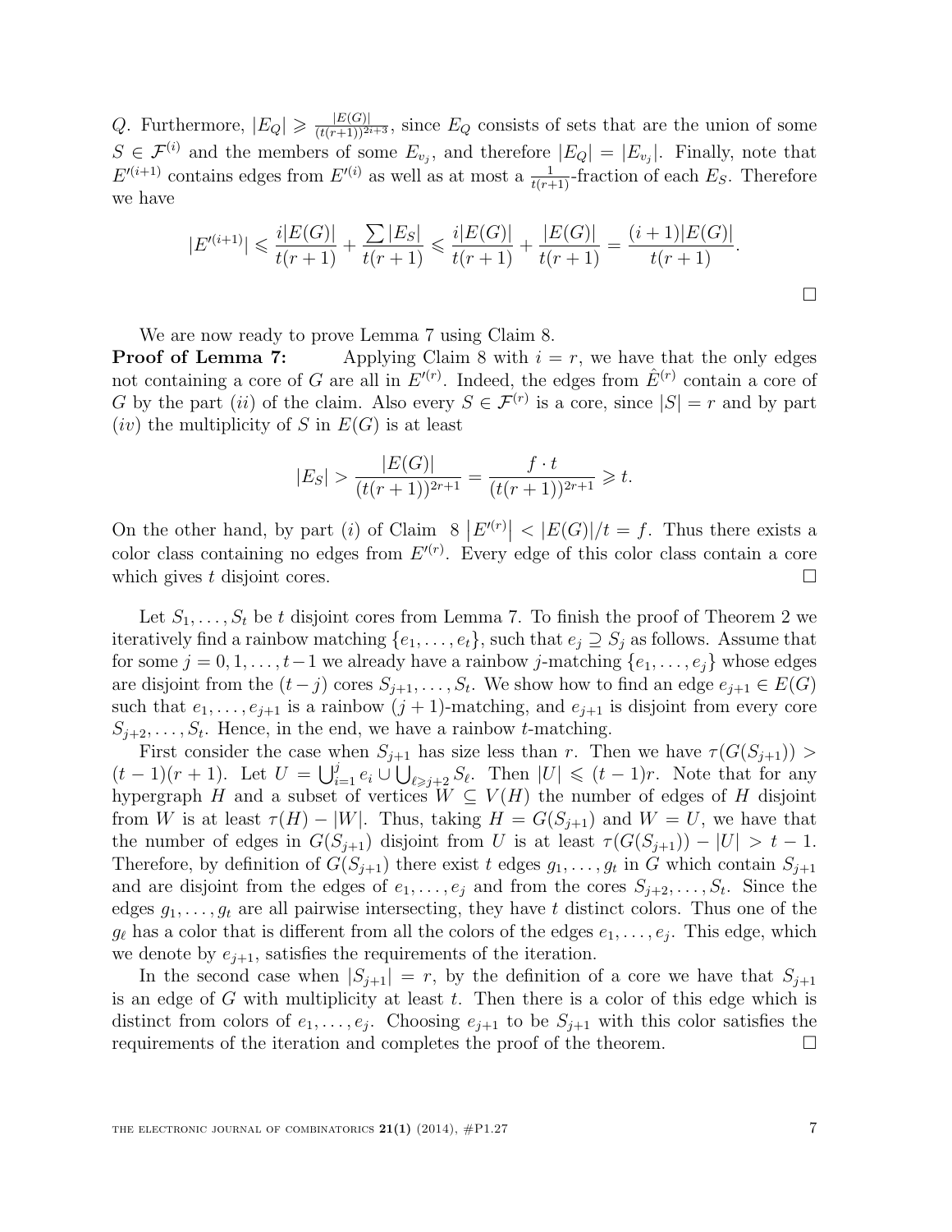$Q$. Furthermore, $|E_Q| \geqslant \frac{|E(G)|}{(t(r+1))^{2i+3}}$, since $E_Q$ consists of sets that are the union of some $S \in \mathcal{F}^{(i)}$ and the members of some $E_{v_j}$, and therefore $|E_Q| = |E_{v_j}|$. Finally, note that $E'^{(i+1)}$ contains edges from $E'^{(i)}$ as well as at most a $\frac{1}{t(r+1)}$-fraction of each $E_S$. Therefore we have

$$|E'^{(i+1)}| \leqslant \frac{i|E(G)|}{t(r+1)} + \frac{\sum |E_S|}{t(r+1)} \leqslant \frac{i|E(G)|}{t(r+1)} + \frac{|E(G)|}{t(r+1)} = \frac{(i+1)|E(G)|}{t(r+1)}.$$

□

We are now ready to prove Lemma 7 using Claim 8.

**Proof of Lemma 7:** Applying Claim 8 with $i = r$, we have that the only edges not containing a core of $G$ are all in $E'^{(r)}$. Indeed, the edges from $\hat{E}^{(r)}$ contain a core of $G$ by the part $(ii)$ of the claim. Also every $S \in \mathcal{F}^{(r)}$ is a core, since $|S| = r$ and by part $(iv)$ the multiplicity of $S$ in $E(G)$ is at least

$$|E_S| > \frac{|E(G)|}{(t(r+1))^{2r+1}} = \frac{f \cdot t}{(t(r+1))^{2r+1}} \geqslant t.$$

On the other hand, by part $(i)$ of Claim 8 $\left|E'^{(r)}\right| < |E(G)|/t = f$. Thus there exists a color class containing no edges from $E'^{(r)}$. Every edge of this color class contain a core which gives $t$ disjoint cores. □

Let $S_1, \ldots, S_t$ be $t$ disjoint cores from Lemma 7. To finish the proof of Theorem 2 we iteratively find a rainbow matching $\{e_1, \ldots, e_t\}$, such that $e_j \supseteq S_j$ as follows. Assume that for some $j = 0, 1, \ldots, t-1$ we already have a rainbow $j$-matching $\{e_1, \ldots, e_j\}$ whose edges are disjoint from the $(t-j)$ cores $S_{j+1}, \ldots, S_t$. We show how to find an edge $e_{j+1} \in E(G)$ such that $e_1, \ldots, e_{j+1}$ is a rainbow $(j+1)$-matching, and $e_{j+1}$ is disjoint from every core $S_{j+2}, \ldots, S_t$. Hence, in the end, we have a rainbow $t$-matching.

First consider the case when $S_{j+1}$ has size less than $r$. Then we have $\tau(G(S_{j+1})) > (t-1)(r+1)$. Let $U = \bigcup_{i=1}^{j} e_i \cup \bigcup_{\ell \geqslant j+2} S_\ell$. Then $|U| \leqslant (t-1)r$. Note that for any hypergraph $H$ and a subset of vertices $W \subseteq V(H)$ the number of edges of $H$ disjoint from $W$ is at least $\tau(H) - |W|$. Thus, taking $H = G(S_{j+1})$ and $W = U$, we have that the number of edges in $G(S_{j+1})$ disjoint from $U$ is at least $\tau(G(S_{j+1})) - |U| > t-1$. Therefore, by definition of $G(S_{j+1})$ there exist $t$ edges $g_1, \ldots, g_t$ in $G$ which contain $S_{j+1}$ and are disjoint from the edges of $e_1, \ldots, e_j$ and from the cores $S_{j+2}, \ldots, S_t$. Since the edges $g_1, \ldots, g_t$ are all pairwise intersecting, they have $t$ distinct colors. Thus one of the $g_\ell$ has a color that is different from all the colors of the edges $e_1, \ldots, e_j$. This edge, which we denote by $e_{j+1}$, satisfies the requirements of the iteration.

In the second case when $|S_{j+1}| = r$, by the definition of a core we have that $S_{j+1}$ is an edge of $G$ with multiplicity at least $t$. Then there is a color of this edge which is distinct from colors of $e_1, \ldots, e_j$. Choosing $e_{j+1}$ to be $S_{j+1}$ with this color satisfies the requirements of the iteration and completes the proof of the theorem. □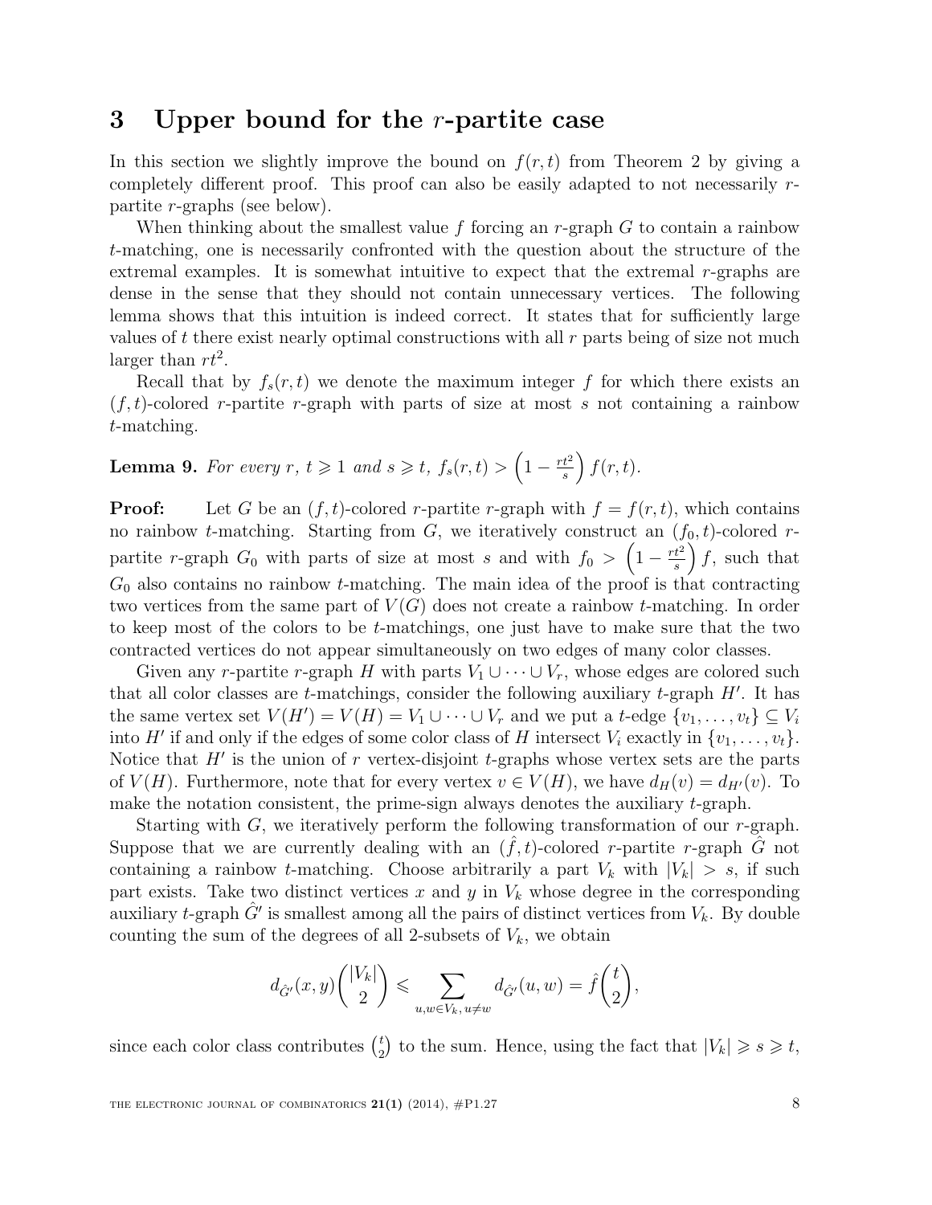## 3 Upper bound for the $r$-partite case

In this section we slightly improve the bound on $f(r,t)$ from Theorem 2 by giving a completely different proof. This proof can also be easily adapted to not necessarily $r$-partite $r$-graphs (see below).

When thinking about the smallest value $f$ forcing an $r$-graph $G$ to contain a rainbow $t$-matching, one is necessarily confronted with the question about the structure of the extremal examples. It is somewhat intuitive to expect that the extremal $r$-graphs are dense in the sense that they should not contain unnecessary vertices. The following lemma shows that this intuition is indeed correct. It states that for sufficiently large values of $t$ there exist nearly optimal constructions with all $r$ parts being of size not much larger than $rt^2$.

Recall that by $f_s(r,t)$ we denote the maximum integer $f$ for which there exists an $(f,t)$-colored $r$-partite $r$-graph with parts of size at most $s$ not containing a rainbow $t$-matching.

**Lemma 9.** *For every $r$, $t \geqslant 1$ and $s \geqslant t$, $f_s(r,t) > \left(1 - \frac{rt^2}{s}\right) f(r,t)$.*

**Proof:** Let $G$ be an $(f,t)$-colored $r$-partite $r$-graph with $f = f(r,t)$, which contains no rainbow $t$-matching. Starting from $G$, we iteratively construct an $(f_0,t)$-colored $r$-partite $r$-graph $G_0$ with parts of size at most $s$ and with $f_0 > \left(1 - \frac{rt^2}{s}\right) f$, such that $G_0$ also contains no rainbow $t$-matching. The main idea of the proof is that contracting two vertices from the same part of $V(G)$ does not create a rainbow $t$-matching. In order to keep most of the colors to be $t$-matchings, one just have to make sure that the two contracted vertices do not appear simultaneously on two edges of many color classes.

Given any $r$-partite $r$-graph $H$ with parts $V_1 \cup \cdots \cup V_r$, whose edges are colored such that all color classes are $t$-matchings, consider the following auxiliary $t$-graph $H'$. It has the same vertex set $V(H') = V(H) = V_1 \cup \cdots \cup V_r$ and we put a $t$-edge $\{v_1, \ldots, v_t\} \subseteq V_i$ into $H'$ if and only if the edges of some color class of $H$ intersect $V_i$ exactly in $\{v_1, \ldots, v_t\}$. Notice that $H'$ is the union of $r$ vertex-disjoint $t$-graphs whose vertex sets are the parts of $V(H)$. Furthermore, note that for every vertex $v \in V(H)$, we have $d_H(v) = d_{H'}(v)$. To make the notation consistent, the prime-sign always denotes the auxiliary $t$-graph.

Starting with $G$, we iteratively perform the following transformation of our $r$-graph. Suppose that we are currently dealing with an $(\hat{f},t)$-colored $r$-partite $r$-graph $\hat{G}$ not containing a rainbow $t$-matching. Choose arbitrarily a part $V_k$ with $|V_k| > s$, if such part exists. Take two distinct vertices $x$ and $y$ in $V_k$ whose degree in the corresponding auxiliary $t$-graph $\hat{G}'$ is smallest among all the pairs of distinct vertices from $V_k$. By double counting the sum of the degrees of all 2-subsets of $V_k$, we obtain

$$d_{\hat{G}'}(x,y)\binom{|V_k|}{2} \leqslant \sum_{u,w \in V_k,\, u \neq w} d_{\hat{G}'}(u,w) = \hat{f}\binom{t}{2},$$

since each color class contributes $\binom{t}{2}$ to the sum. Hence, using the fact that $|V_k| \geqslant s \geqslant t$,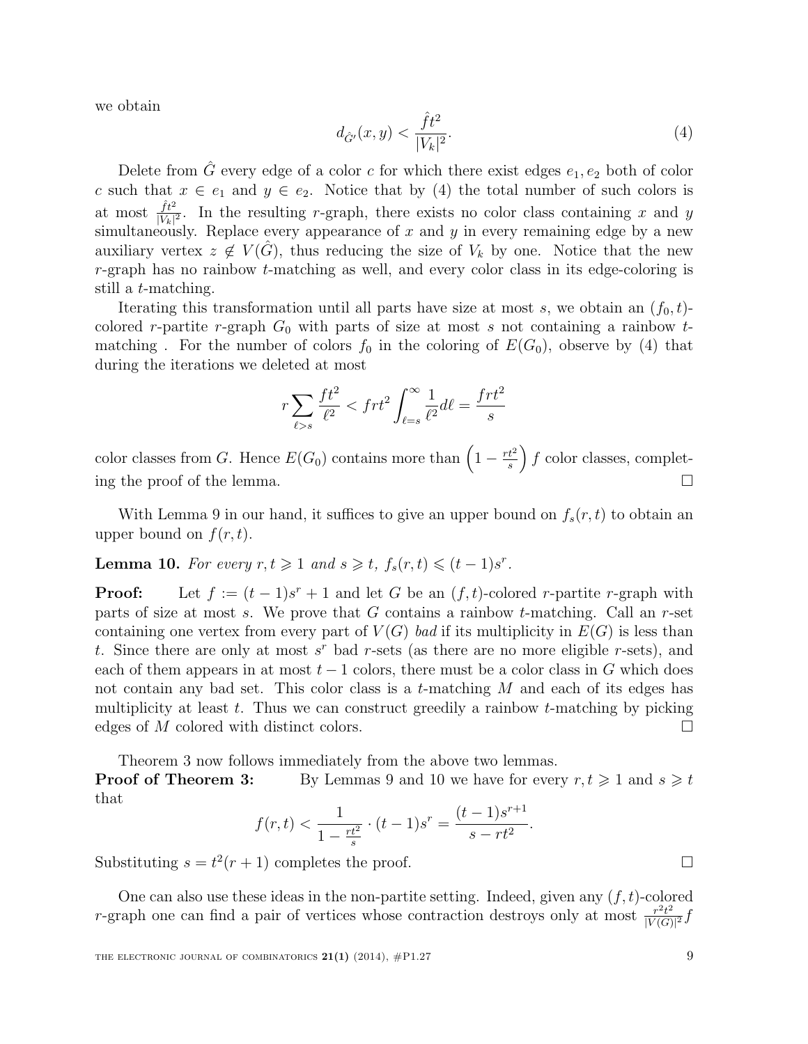we obtain

$$d_{\hat{G}'}(x,y) < \frac{\hat{f}t^2}{|V_k|^2}. \tag{4}$$

Delete from $\hat{G}$ every edge of a color $c$ for which there exist edges $e_1, e_2$ both of color $c$ such that $x \in e_1$ and $y \in e_2$. Notice that by (4) the total number of such colors is at most $\frac{\hat{f}t^2}{|V_k|^2}$. In the resulting $r$-graph, there exists no color class containing $x$ and $y$ simultaneously. Replace every appearance of $x$ and $y$ in every remaining edge by a new auxiliary vertex $z \notin V(\hat{G})$, thus reducing the size of $V_k$ by one. Notice that the new $r$-graph has no rainbow $t$-matching as well, and every color class in its edge-coloring is still a $t$-matching.

Iterating this transformation until all parts have size at most $s$, we obtain an $(f_0, t)$-colored $r$-partite $r$-graph $G_0$ with parts of size at most $s$ not containing a rainbow $t$-matching . For the number of colors $f_0$ in the coloring of $E(G_0)$, observe by (4) that during the iterations we deleted at most

$$r \sum_{\ell > s} \frac{ft^2}{\ell^2} < frt^2 \int_{\ell=s}^{\infty} \frac{1}{\ell^2} d\ell = \frac{frt^2}{s}$$

color classes from $G$. Hence $E(G_0)$ contains more than $\left(1 - \frac{rt^2}{s}\right) f$ color classes, completing the proof of the lemma. $\square$

With Lemma 9 in our hand, it suffices to give an upper bound on $f_s(r,t)$ to obtain an upper bound on $f(r,t)$.

**Lemma 10.** *For every $r, t \geqslant 1$ and $s \geqslant t$, $f_s(r,t) \leqslant (t-1)s^r$.*

**Proof:** Let $f := (t-1)s^r + 1$ and let $G$ be an $(f,t)$-colored $r$-partite $r$-graph with parts of size at most $s$. We prove that $G$ contains a rainbow $t$-matching. Call an $r$-set containing one vertex from every part of $V(G)$ *bad* if its multiplicity in $E(G)$ is less than $t$. Since there are only at most $s^r$ bad $r$-sets (as there are no more eligible $r$-sets), and each of them appears in at most $t-1$ colors, there must be a color class in $G$ which does not contain any bad set. This color class is a $t$-matching $M$ and each of its edges has multiplicity at least $t$. Thus we can construct greedily a rainbow $t$-matching by picking edges of $M$ colored with distinct colors. $\square$

Theorem 3 now follows immediately from the above two lemmas.

**Proof of Theorem 3:** By Lemmas 9 and 10 we have for every $r, t \geqslant 1$ and $s \geqslant t$ that

$$f(r,t) < \frac{1}{1 - \frac{rt^2}{s}} \cdot (t-1)s^r = \frac{(t-1)s^{r+1}}{s - rt^2}.$$

Substituting $s = t^2(r+1)$ completes the proof. $\square$

One can also use these ideas in the non-partite setting. Indeed, given any $(f,t)$-colored $r$-graph one can find a pair of vertices whose contraction destroys only at most $\frac{r^2t^2}{|V(G)|^2} f$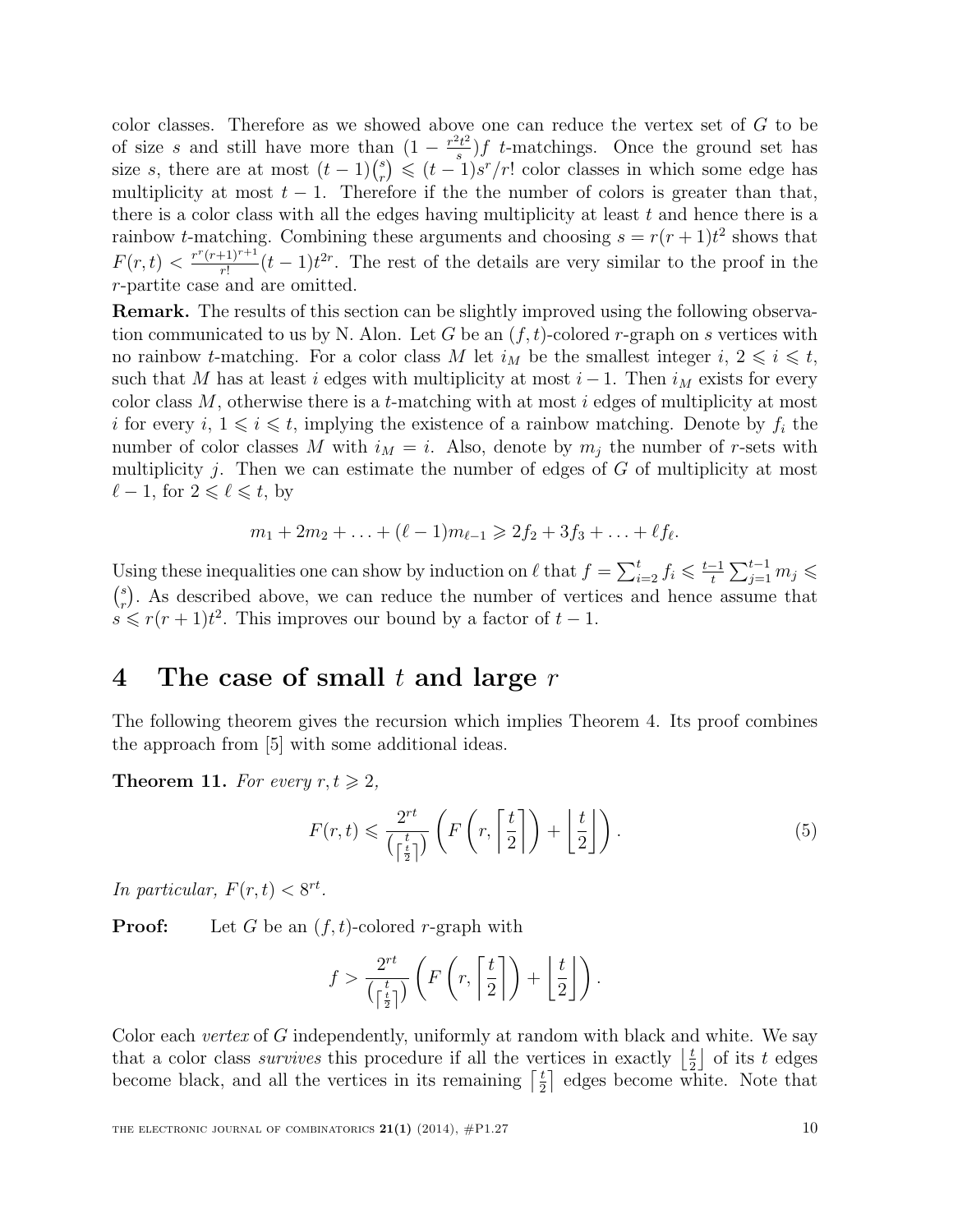color classes. Therefore as we showed above one can reduce the vertex set of $G$ to be of size $s$ and still have more than $(1 - \frac{r^2t^2}{s})f$ $t$-matchings. Once the ground set has size $s$, there are at most $(t-1)\binom{s}{r} \leqslant (t-1)s^r/r!$ color classes in which some edge has multiplicity at most $t-1$. Therefore if the the number of colors is greater than that, there is a color class with all the edges having multiplicity at least $t$ and hence there is a rainbow $t$-matching. Combining these arguments and choosing $s = r(r+1)t^2$ shows that $F(r,t) < \frac{r^r(r+1)^{r+1}}{r!}(t-1)t^{2r}$. The rest of the details are very similar to the proof in the $r$-partite case and are omitted.

**Remark.** The results of this section can be slightly improved using the following observation communicated to us by N. Alon. Let $G$ be an $(f,t)$-colored $r$-graph on $s$ vertices with no rainbow $t$-matching. For a color class $M$ let $i_M$ be the smallest integer $i$, $2 \leqslant i \leqslant t$, such that $M$ has at least $i$ edges with multiplicity at most $i-1$. Then $i_M$ exists for every color class $M$, otherwise there is a $t$-matching with at most $i$ edges of multiplicity at most $i$ for every $i$, $1 \leqslant i \leqslant t$, implying the existence of a rainbow matching. Denote by $f_i$ the number of color classes $M$ with $i_M = i$. Also, denote by $m_j$ the number of $r$-sets with multiplicity $j$. Then we can estimate the number of edges of $G$ of multiplicity at most $\ell - 1$, for $2 \leqslant \ell \leqslant t$, by

$$m_1 + 2m_2 + \ldots + (\ell-1)m_{\ell-1} \geqslant 2f_2 + 3f_3 + \ldots + \ell f_\ell.$$

Using these inequalities one can show by induction on $\ell$ that $f = \sum_{i=2}^{t} f_i \leqslant \frac{t-1}{t}\sum_{j=1}^{t-1} m_j \leqslant \binom{s}{r}$. As described above, we can reduce the number of vertices and hence assume that $s \leqslant r(r+1)t^2$. This improves our bound by a factor of $t-1$.

# 4 The case of small $t$ and large $r$

The following theorem gives the recursion which implies Theorem 4. Its proof combines the approach from [5] with some additional ideas.

**Theorem 11.** *For every $r, t \geqslant 2$,*

$$F(r,t) \leqslant \frac{2^{rt}}{\binom{t}{\lceil \frac{t}{2} \rceil}} \left( F\left(r, \left\lceil \frac{t}{2} \right\rceil\right) + \left\lfloor \frac{t}{2} \right\rfloor \right). \tag{5}$$

*In particular, $F(r,t) < 8^{rt}$.*

**Proof:** Let $G$ be an $(f,t)$-colored $r$-graph with

$$f > \frac{2^{rt}}{\binom{t}{\lceil \frac{t}{2} \rceil}} \left( F\left(r, \left\lceil \frac{t}{2} \right\rceil\right) + \left\lfloor \frac{t}{2} \right\rfloor \right).$$

Color each *vertex* of $G$ independently, uniformly at random with black and white. We say that a color class *survives* this procedure if all the vertices in exactly $\lfloor \frac{t}{2} \rfloor$ of its $t$ edges become black, and all the vertices in its remaining $\lceil \frac{t}{2} \rceil$ edges become white. Note that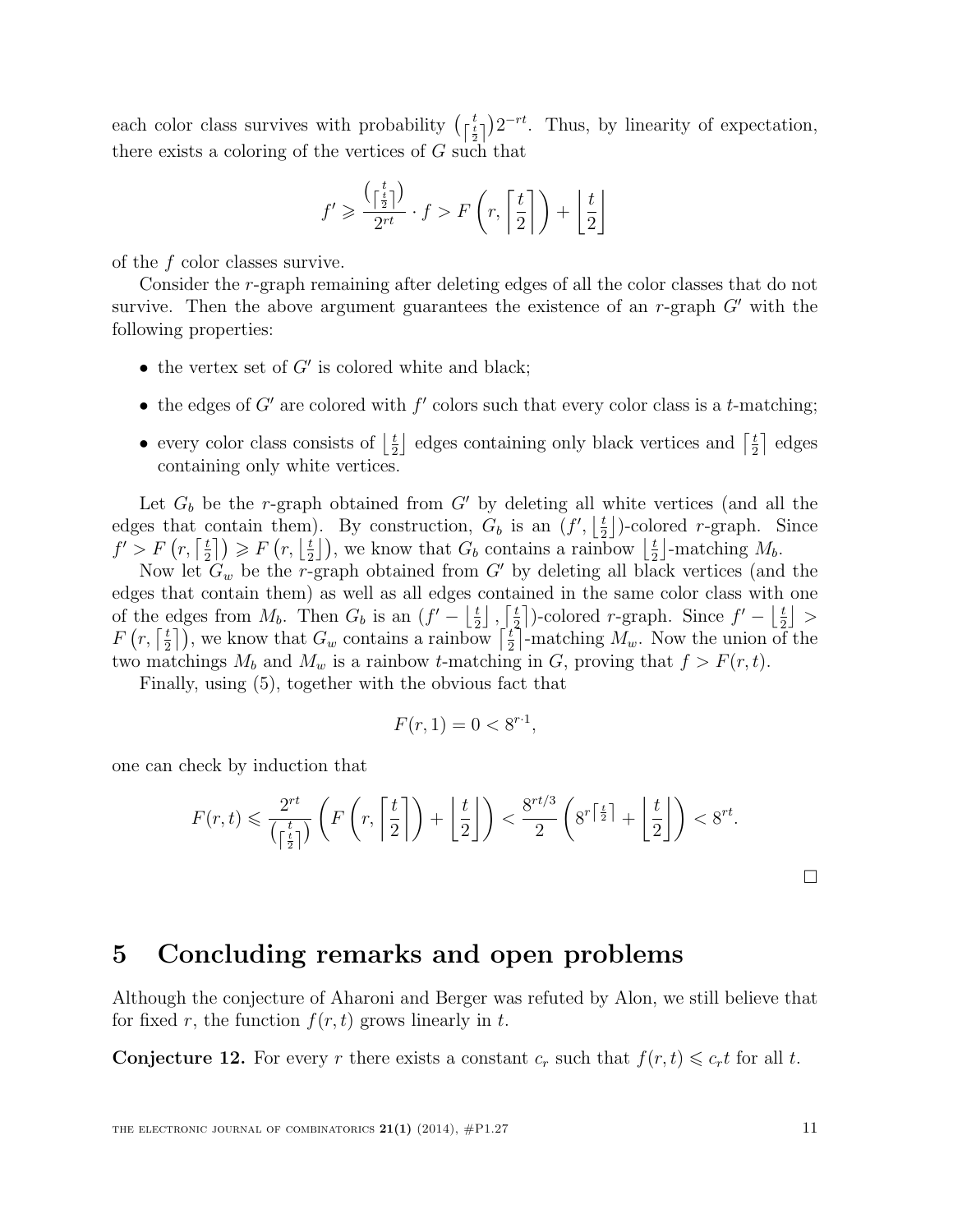each color class survives with probability $\binom{t}{\lceil \frac{t}{2} \rceil}2^{-rt}$. Thus, by linearity of expectation, there exists a coloring of the vertices of $G$ such that

$$f' \geqslant \frac{\binom{t}{\lceil \frac{t}{2} \rceil}}{2^{rt}} \cdot f > F\left(r, \left\lceil \frac{t}{2} \right\rceil\right) + \left\lfloor \frac{t}{2} \right\rfloor$$

of the $f$ color classes survive.

Consider the $r$-graph remaining after deleting edges of all the color classes that do not survive. Then the above argument guarantees the existence of an $r$-graph $G'$ with the following properties:

- the vertex set of $G'$ is colored white and black;
- the edges of $G'$ are colored with $f'$ colors such that every color class is a $t$-matching;
- every color class consists of $\lfloor \frac{t}{2} \rfloor$ edges containing only black vertices and $\lceil \frac{t}{2} \rceil$ edges containing only white vertices.

Let $G_b$ be the $r$-graph obtained from $G'$ by deleting all white vertices (and all the edges that contain them). By construction, $G_b$ is an $(f', \lfloor \frac{t}{2} \rfloor)$-colored $r$-graph. Since $f' > F\left(r, \lceil \frac{t}{2} \rceil\right) \geqslant F\left(r, \lfloor \frac{t}{2} \rfloor\right)$, we know that $G_b$ contains a rainbow $\lfloor \frac{t}{2} \rfloor$-matching $M_b$.

Now let $G_w$ be the $r$-graph obtained from $G'$ by deleting all black vertices (and the edges that contain them) as well as all edges contained in the same color class with one of the edges from $M_b$. Then $G_b$ is an $(f' - \lfloor \frac{t}{2} \rfloor, \lceil \frac{t}{2} \rceil)$-colored $r$-graph. Since $f' - \lfloor \frac{t}{2} \rfloor > F\left(r, \lceil \frac{t}{2} \rceil\right)$, we know that $G_w$ contains a rainbow $\lceil \frac{t}{2} \rceil$-matching $M_w$. Now the union of the two matchings $M_b$ and $M_w$ is a rainbow $t$-matching in $G$, proving that $f > F(r, t)$.

Finally, using (5), together with the obvious fact that

$$F(r, 1) = 0 < 8^{r \cdot 1},$$

one can check by induction that

$$F(r,t) \leqslant \frac{2^{rt}}{\binom{t}{\lceil \frac{t}{2} \rceil}} \left( F\left(r, \left\lceil \frac{t}{2} \right\rceil\right) + \left\lfloor \frac{t}{2} \right\rfloor \right) < \frac{8^{rt/3}}{2} \left( 8^{r \lceil \frac{t}{2} \rceil} + \left\lfloor \frac{t}{2} \right\rfloor \right) < 8^{rt}.$$

□

## 5 Concluding remarks and open problems

Although the conjecture of Aharoni and Berger was refuted by Alon, we still believe that for fixed $r$, the function $f(r, t)$ grows linearly in $t$.

**Conjecture 12.** For every $r$ there exists a constant $c_r$ such that $f(r, t) \leqslant c_r t$ for all $t$.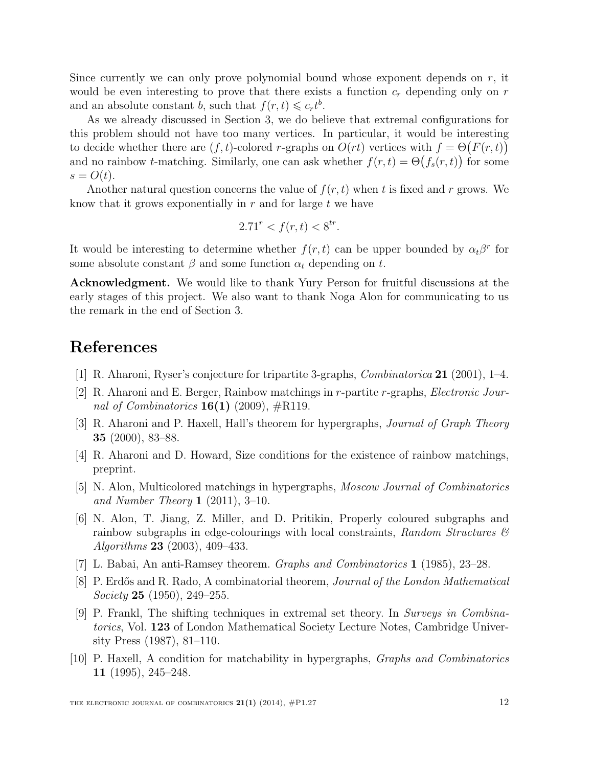Since currently we can only prove polynomial bound whose exponent depends on $r$, it would be even interesting to prove that there exists a function $c_r$ depending only on $r$ and an absolute constant $b$, such that $f(r,t) \leqslant c_r t^b$.

As we already discussed in Section 3, we do believe that extremal configurations for this problem should not have too many vertices. In particular, it would be interesting to decide whether there are $(f,t)$-colored $r$-graphs on $O(rt)$ vertices with $f = \Theta\big(F(r,t)\big)$ and no rainbow $t$-matching. Similarly, one can ask whether $f(r,t) = \Theta\big(f_s(r,t)\big)$ for some $s = O(t)$.

Another natural question concerns the value of $f(r,t)$ when $t$ is fixed and $r$ grows. We know that it grows exponentially in $r$ and for large $t$ we have

$$2.71^r < f(r,t) < 8^{tr}.$$

It would be interesting to determine whether $f(r,t)$ can be upper bounded by $\alpha_t \beta^r$ for some absolute constant $\beta$ and some function $\alpha_t$ depending on $t$.

**Acknowledgment.** We would like to thank Yury Person for fruitful discussions at the early stages of this project. We also want to thank Noga Alon for communicating to us the remark in the end of Section 3.

# References

[1] R. Aharoni, Ryser's conjecture for tripartite 3-graphs, *Combinatorica* **21** (2001), 1–4.

[2] R. Aharoni and E. Berger, Rainbow matchings in $r$-partite $r$-graphs, *Electronic Journal of Combinatorics* **16(1)** (2009), #R119.

[3] R. Aharoni and P. Haxell, Hall's theorem for hypergraphs, *Journal of Graph Theory* **35** (2000), 83–88.

[4] R. Aharoni and D. Howard, Size conditions for the existence of rainbow matchings, preprint.

[5] N. Alon, Multicolored matchings in hypergraphs, *Moscow Journal of Combinatorics and Number Theory* **1** (2011), 3–10.

[6] N. Alon, T. Jiang, Z. Miller, and D. Pritikin, Properly coloured subgraphs and rainbow subgraphs in edge-colourings with local constraints, *Random Structures & Algorithms* **23** (2003), 409–433.

[7] L. Babai, An anti-Ramsey theorem. *Graphs and Combinatorics* **1** (1985), 23–28.

[8] P. Erdős and R. Rado, A combinatorial theorem, *Journal of the London Mathematical Society* **25** (1950), 249–255.

[9] P. Frankl, The shifting techniques in extremal set theory. In *Surveys in Combinatorics*, Vol. **123** of London Mathematical Society Lecture Notes, Cambridge University Press (1987), 81–110.

[10] P. Haxell, A condition for matchability in hypergraphs, *Graphs and Combinatorics* **11** (1995), 245–248.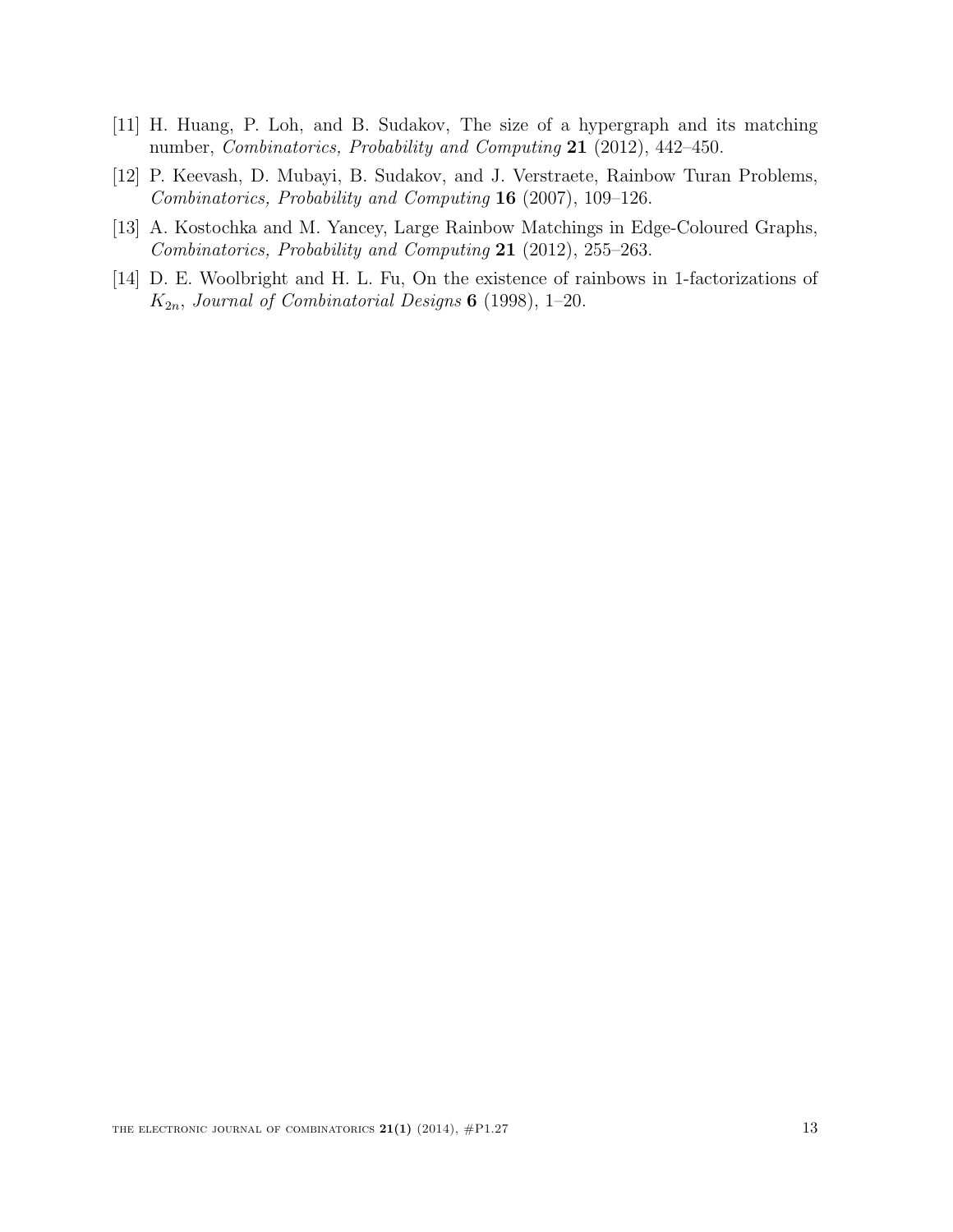[11] H. Huang, P. Loh, and B. Sudakov, The size of a hypergraph and its matching number, *Combinatorics, Probability and Computing* **21** (2012), 442–450.

[12] P. Keevash, D. Mubayi, B. Sudakov, and J. Verstraete, Rainbow Turan Problems, *Combinatorics, Probability and Computing* **16** (2007), 109–126.

[13] A. Kostochka and M. Yancey, Large Rainbow Matchings in Edge-Coloured Graphs, *Combinatorics, Probability and Computing* **21** (2012), 255–263.

[14] D. E. Woolbright and H. L. Fu, On the existence of rainbows in 1-factorizations of $K_{2n}$, *Journal of Combinatorial Designs* **6** (1998), 1–20.